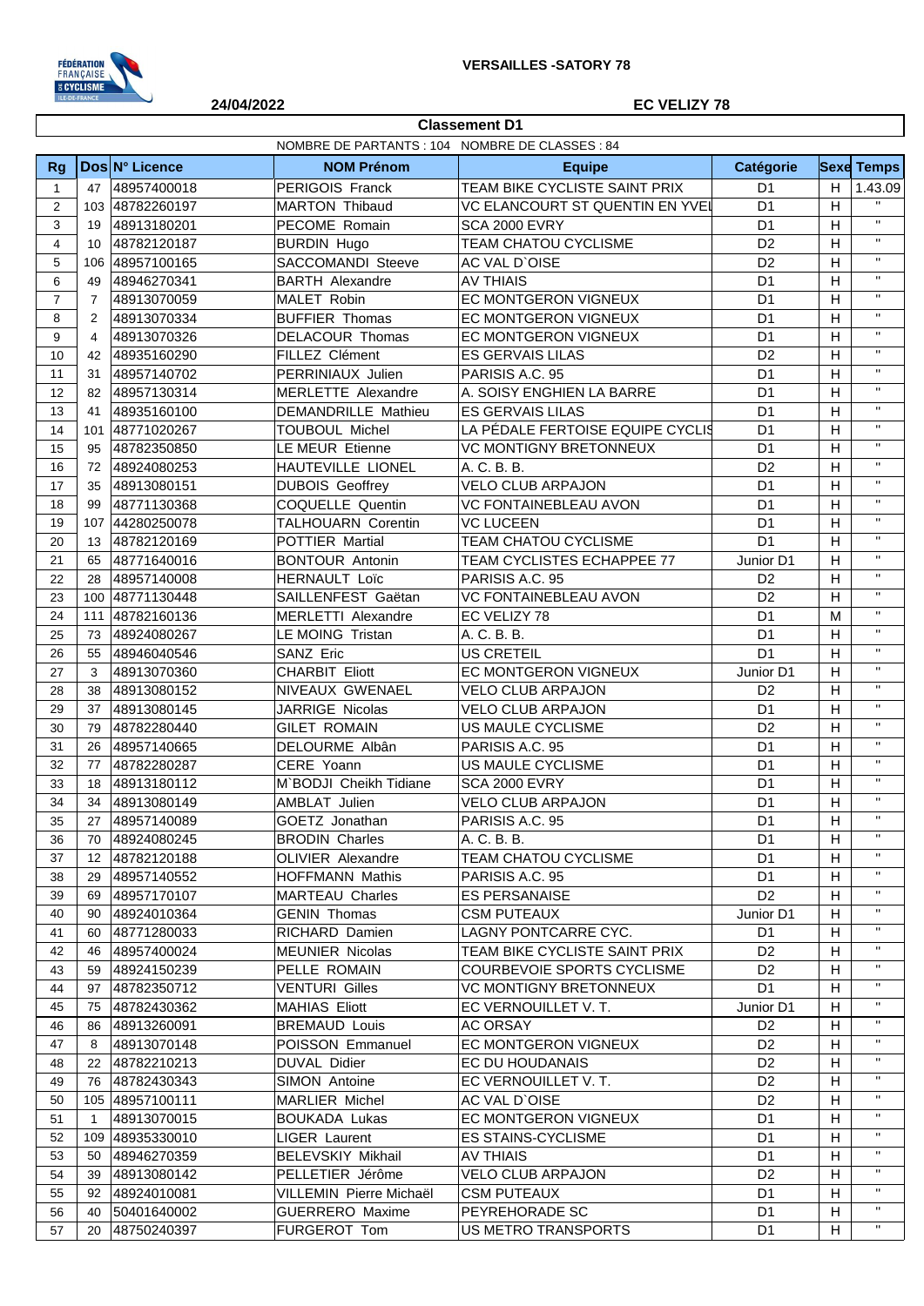**VERSAILLES -SATORY 78**

**24/04/2022** **EC VELIZY 78**

## Classement D1

NOMBRE DE PARTANTS : 104 NOMBRE DE CLASSES : 84

| Rg | Dos | N° Licence | NOM Prénom | Equipe | Catégorie | Sexe | Temps |
|---|---|---|---|---|---|---|---|
| 1 | 47 | 48957400018 | PERIGOIS Franck | TEAM BIKE CYCLISTE SAINT PRIX | D1 | H | 1.43.09 |
| 2 | 103 | 48782260197 | MARTON Thibaud | VC ELANCOURT ST QUENTIN EN YVEL | D1 | H | " |
| 3 | 19 | 48913180201 | PECOME Romain | SCA 2000 EVRY | D1 | H | " |
| 4 | 10 | 48782120187 | BURDIN Hugo | TEAM CHATOU CYCLISME | D2 | H | " |
| 5 | 106 | 48957100165 | SACCOMANDI Steeve | AC VAL D`OISE | D2 | H | " |
| 6 | 49 | 48946270341 | BARTH Alexandre | AV THIAIS | D1 | H | " |
| 7 | 7 | 48913070059 | MALET Robin | EC MONTGERON VIGNEUX | D1 | H | " |
| 8 | 2 | 48913070334 | BUFFIER Thomas | EC MONTGERON VIGNEUX | D1 | H | " |
| 9 | 4 | 48913070326 | DELACOUR Thomas | EC MONTGERON VIGNEUX | D1 | H | " |
| 10 | 42 | 48935160290 | FILLEZ Clément | ES GERVAIS LILAS | D2 | H | " |
| 11 | 31 | 48957140702 | PERRINIAUX Julien | PARISIS A.C. 95 | D1 | H | " |
| 12 | 82 | 48957130314 | MERLETTE Alexandre | A. SOISY ENGHIEN LA BARRE | D1 | H | " |
| 13 | 41 | 48935160100 | DEMANDRILLE Mathieu | ES GERVAIS LILAS | D1 | H | " |
| 14 | 101 | 48771020267 | TOUBOUL Michel | LA PÉDALE FERTOISE EQUIPE CYCLIS | D1 | H | " |
| 15 | 95 | 48782350850 | LE MEUR Etienne | VC MONTIGNY BRETONNEUX | D1 | H | " |
| 16 | 72 | 48924080253 | HAUTEVILLE LIONEL | A. C. B. B. | D2 | H | " |
| 17 | 35 | 48913080151 | DUBOIS Geoffrey | VELO CLUB ARPAJON | D1 | H | " |
| 18 | 99 | 48771130368 | COQUELLE Quentin | VC FONTAINEBLEAU AVON | D1 | H | " |
| 19 | 107 | 44280250078 | TALHOUARN Corentin | VC LUCEEN | D1 | H | " |
| 20 | 13 | 48782120169 | POTTIER Martial | TEAM CHATOU CYCLISME | D1 | H | " |
| 21 | 65 | 48771640016 | BONTOUR Antonin | TEAM CYCLISTES ECHAPPEE 77 | Junior D1 | H | " |
| 22 | 28 | 48957140008 | HERNAULT Loïc | PARISIS A.C. 95 | D2 | H | " |
| 23 | 100 | 48771130448 | SAILLENFEST Gaëtan | VC FONTAINEBLEAU AVON | D2 | H | " |
| 24 | 111 | 48782160136 | MERLETTI Alexandre | EC VELIZY 78 | D1 | M | " |
| 25 | 73 | 48924080267 | LE MOING Tristan | A. C. B. B. | D1 | H | " |
| 26 | 55 | 48946040546 | SANZ Eric | US CRETEIL | D1 | H | " |
| 27 | 3 | 48913070360 | CHARBIT Eliott | EC MONTGERON VIGNEUX | Junior D1 | H | " |
| 28 | 38 | 48913080152 | NIVEAUX GWENAEL | VELO CLUB ARPAJON | D2 | H | " |
| 29 | 37 | 48913080145 | JARRIGE Nicolas | VELO CLUB ARPAJON | D1 | H | " |
| 30 | 79 | 48782280440 | GILET ROMAIN | US MAULE CYCLISME | D2 | H | " |
| 31 | 26 | 48957140665 | DELOURME Albân | PARISIS A.C. 95 | D1 | H | " |
| 32 | 77 | 48782280287 | CERE Yoann | US MAULE CYCLISME | D1 | H | " |
| 33 | 18 | 48913180112 | M`BODJI Cheikh Tidiane | SCA 2000 EVRY | D1 | H | " |
| 34 | 34 | 48913080149 | AMBLAT Julien | VELO CLUB ARPAJON | D1 | H | " |
| 35 | 27 | 48957140089 | GOETZ Jonathan | PARISIS A.C. 95 | D1 | H | " |
| 36 | 70 | 48924080245 | BRODIN Charles | A. C. B. B. | D1 | H | " |
| 37 | 12 | 48782120188 | OLIVIER Alexandre | TEAM CHATOU CYCLISME | D1 | H | " |
| 38 | 29 | 48957140552 | HOFFMANN Mathis | PARISIS A.C. 95 | D1 | H | " |
| 39 | 69 | 48957170107 | MARTEAU Charles | ES PERSANAISE | D2 | H | " |
| 40 | 90 | 48924010364 | GENIN Thomas | CSM PUTEAUX | Junior D1 | H | " |
| 41 | 60 | 48771280033 | RICHARD Damien | LAGNY PONTCARRE CYC. | D1 | H | " |
| 42 | 46 | 48957400024 | MEUNIER Nicolas | TEAM BIKE CYCLISTE SAINT PRIX | D2 | H | " |
| 43 | 59 | 48924150239 | PELLE ROMAIN | COURBEVOIE SPORTS CYCLISME | D2 | H | " |
| 44 | 97 | 48782350712 | VENTURI Gilles | VC MONTIGNY BRETONNEUX | D1 | H | " |
| 45 | 75 | 48782430362 | MAHIAS Eliott | EC VERNOUILLET V. T. | Junior D1 | H | " |
| 46 | 86 | 48913260091 | BREMAUD Louis | AC ORSAY | D2 | H | " |
| 47 | 8 | 48913070148 | POISSON Emmanuel | EC MONTGERON VIGNEUX | D2 | H | " |
| 48 | 22 | 48782210213 | DUVAL Didier | EC DU HOUDANAIS | D2 | H | " |
| 49 | 76 | 48782430343 | SIMON Antoine | EC VERNOUILLET V. T. | D2 | H | " |
| 50 | 105 | 48957100111 | MARLIER Michel | AC VAL D`OISE | D2 | H | " |
| 51 | 1 | 48913070015 | BOUKADA Lukas | EC MONTGERON VIGNEUX | D1 | H | " |
| 52 | 109 | 48935330010 | LIGER Laurent | ES STAINS-CYCLISME | D1 | H | " |
| 53 | 50 | 48946270359 | BELEVSKIY Mikhail | AV THIAIS | D1 | H | " |
| 54 | 39 | 48913080142 | PELLETIER Jérôme | VELO CLUB ARPAJON | D2 | H | " |
| 55 | 92 | 48924010081 | VILLEMIN Pierre Michaël | CSM PUTEAUX | D1 | H | " |
| 56 | 40 | 50401640002 | GUERRERO Maxime | PEYREHORADE SC | D1 | H | " |
| 57 | 20 | 48750240397 | FURGEROT Tom | US METRO TRANSPORTS | D1 | H | " |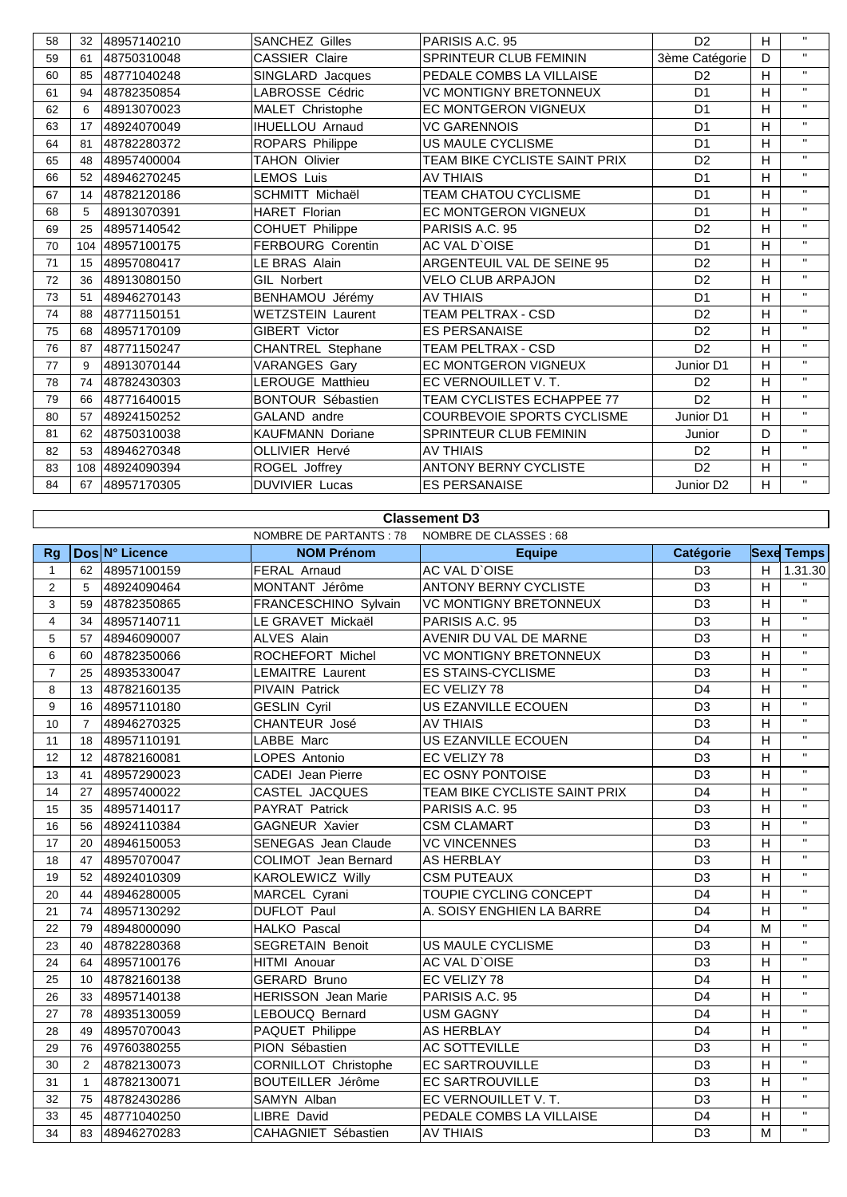| | | | | | | | |
|---|---|---|---|---|---|---|---|
| 58 | 32 | 48957140210 | SANCHEZ Gilles | PARISIS A.C. 95 | D2 | H | " |
| 59 | 61 | 48750310048 | CASSIER Claire | SPRINTEUR CLUB FEMININ | 3ème Catégorie | D | " |
| 60 | 85 | 48771040248 | SINGLARD Jacques | PEDALE COMBS LA VILLAISE | D2 | H | " |
| 61 | 94 | 48782350854 | LABROSSE Cédric | VC MONTIGNY BRETONNEUX | D1 | H | " |
| 62 | 6 | 48913070023 | MALET Christophe | EC MONTGERON VIGNEUX | D1 | H | " |
| 63 | 17 | 48924070049 | IHUELLOU Arnaud | VC GARENNOIS | D1 | H | " |
| 64 | 81 | 48782280372 | ROPARS Philippe | US MAULE CYCLISME | D1 | H | " |
| 65 | 48 | 48957400004 | TAHON Olivier | TEAM BIKE CYCLISTE SAINT PRIX | D2 | H | " |
| 66 | 52 | 48946270245 | LEMOS Luis | AV THIAIS | D1 | H | " |
| 67 | 14 | 48782120186 | SCHMITT Michaël | TEAM CHATOU CYCLISME | D1 | H | " |
| 68 | 5 | 48913070391 | HARET Florian | EC MONTGERON VIGNEUX | D1 | H | " |
| 69 | 25 | 48957140542 | COHUET Philippe | PARISIS A.C. 95 | D2 | H | " |
| 70 | 104 | 48957100175 | FERBOURG Corentin | AC VAL D`OISE | D1 | H | " |
| 71 | 15 | 48957080417 | LE BRAS Alain | ARGENTEUIL VAL DE SEINE 95 | D2 | H | " |
| 72 | 36 | 48913080150 | GIL Norbert | VELO CLUB ARPAJON | D2 | H | " |
| 73 | 51 | 48946270143 | BENHAMOU Jérémy | AV THIAIS | D1 | H | " |
| 74 | 88 | 48771150151 | WETZSTEIN Laurent | TEAM PELTRAX - CSD | D2 | H | " |
| 75 | 68 | 48957170109 | GIBERT Victor | ES PERSANAISE | D2 | H | " |
| 76 | 87 | 48771150247 | CHANTREL Stephane | TEAM PELTRAX - CSD | D2 | H | " |
| 77 | 9 | 48913070144 | VARANGES Gary | EC MONTGERON VIGNEUX | Junior D1 | H | " |
| 78 | 74 | 48782430303 | LEROUGE Matthieu | EC VERNOUILLET V. T. | D2 | H | " |
| 79 | 66 | 48771640015 | BONTOUR Sébastien | TEAM CYCLISTES ECHAPPEE 77 | D2 | H | " |
| 80 | 57 | 48924150252 | GALAND andre | COURBEVOIE SPORTS CYCLISME | Junior D1 | H | " |
| 81 | 62 | 48750310038 | KAUFMANN Doriane | SPRINTEUR CLUB FEMININ | Junior | D | " |
| 82 | 53 | 48946270348 | OLLIVIER Hervé | AV THIAIS | D2 | H | " |
| 83 | 108 | 48924090394 | ROGEL Joffrey | ANTONY BERNY CYCLISTE | D2 | H | " |
| 84 | 67 | 48957170305 | DUVIVIER Lucas | ES PERSANAISE | Junior D2 | H | " |

## Classement D3

NOMBRE DE PARTANTS : 78 NOMBRE DE CLASSES : 68

| Rg | Dos | N° Licence | NOM Prénom | Equipe | Catégorie | Sexe | Temps |
|---|---|---|---|---|---|---|---|
| 1 | 62 | 48957100159 | FERAL Arnaud | AC VAL D`OISE | D3 | H | 1.31.30 |
| 2 | 5 | 48924090464 | MONTANT Jérôme | ANTONY BERNY CYCLISTE | D3 | H | " |
| 3 | 59 | 48782350865 | FRANCESCHINO Sylvain | VC MONTIGNY BRETONNEUX | D3 | H | " |
| 4 | 34 | 48957140711 | LE GRAVET Mickaël | PARISIS A.C. 95 | D3 | H | " |
| 5 | 57 | 48946090007 | ALVES Alain | AVENIR DU VAL DE MARNE | D3 | H | " |
| 6 | 60 | 48782350066 | ROCHEFORT Michel | VC MONTIGNY BRETONNEUX | D3 | H | " |
| 7 | 25 | 48935330047 | LEMAITRE Laurent | ES STAINS-CYCLISME | D3 | H | " |
| 8 | 13 | 48782160135 | PIVAIN Patrick | EC VELIZY 78 | D4 | H | " |
| 9 | 16 | 48957110180 | GESLIN Cyril | US EZANVILLE ECOUEN | D3 | H | " |
| 10 | 7 | 48946270325 | CHANTEUR José | AV THIAIS | D3 | H | " |
| 11 | 18 | 48957110191 | LABBE Marc | US EZANVILLE ECOUEN | D4 | H | " |
| 12 | 12 | 48782160081 | LOPES Antonio | EC VELIZY 78 | D3 | H | " |
| 13 | 41 | 48957290023 | CADEI Jean Pierre | EC OSNY PONTOISE | D3 | H | " |
| 14 | 27 | 48957400022 | CASTEL JACQUES | TEAM BIKE CYCLISTE SAINT PRIX | D4 | H | " |
| 15 | 35 | 48957140117 | PAYRAT Patrick | PARISIS A.C. 95 | D3 | H | " |
| 16 | 56 | 48924110384 | GAGNEUR Xavier | CSM CLAMART | D3 | H | " |
| 17 | 20 | 48946150053 | SENEGAS Jean Claude | VC VINCENNES | D3 | H | " |
| 18 | 47 | 48957070047 | COLIMOT Jean Bernard | AS HERBLAY | D3 | H | " |
| 19 | 52 | 48924010309 | KAROLEWICZ Willy | CSM PUTEAUX | D3 | H | " |
| 20 | 44 | 48946280005 | MARCEL Cyrani | TOUPIE CYCLING CONCEPT | D4 | H | " |
| 21 | 74 | 48957130292 | DUFLOT Paul | A. SOISY ENGHIEN LA BARRE | D4 | H | " |
| 22 | 79 | 48948000090 | HALKO Pascal | | D4 | M | " |
| 23 | 40 | 48782280368 | SEGRETAIN Benoit | US MAULE CYCLISME | D3 | H | " |
| 24 | 64 | 48957100176 | HITMI Anouar | AC VAL D`OISE | D3 | H | " |
| 25 | 10 | 48782160138 | GERARD Bruno | EC VELIZY 78 | D4 | H | " |
| 26 | 33 | 48957140138 | HERISSON Jean Marie | PARISIS A.C. 95 | D4 | H | " |
| 27 | 78 | 48935130059 | LEBOUCQ Bernard | USM GAGNY | D4 | H | " |
| 28 | 49 | 48957070043 | PAQUET Philippe | AS HERBLAY | D4 | H | " |
| 29 | 76 | 49760380255 | PION Sébastien | AC SOTTEVILLE | D3 | H | " |
| 30 | 2 | 48782130073 | CORNILLOT Christophe | EC SARTROUVILLE | D3 | H | " |
| 31 | 1 | 48782130071 | BOUTEILLER Jérôme | EC SARTROUVILLE | D3 | H | " |
| 32 | 75 | 48782430286 | SAMYN Alban | EC VERNOUILLET V. T. | D3 | H | " |
| 33 | 45 | 48771040250 | LIBRE David | PEDALE COMBS LA VILLAISE | D4 | H | " |
| 34 | 83 | 48946270283 | CAHAGNIET Sébastien | AV THIAIS | D3 | M | " |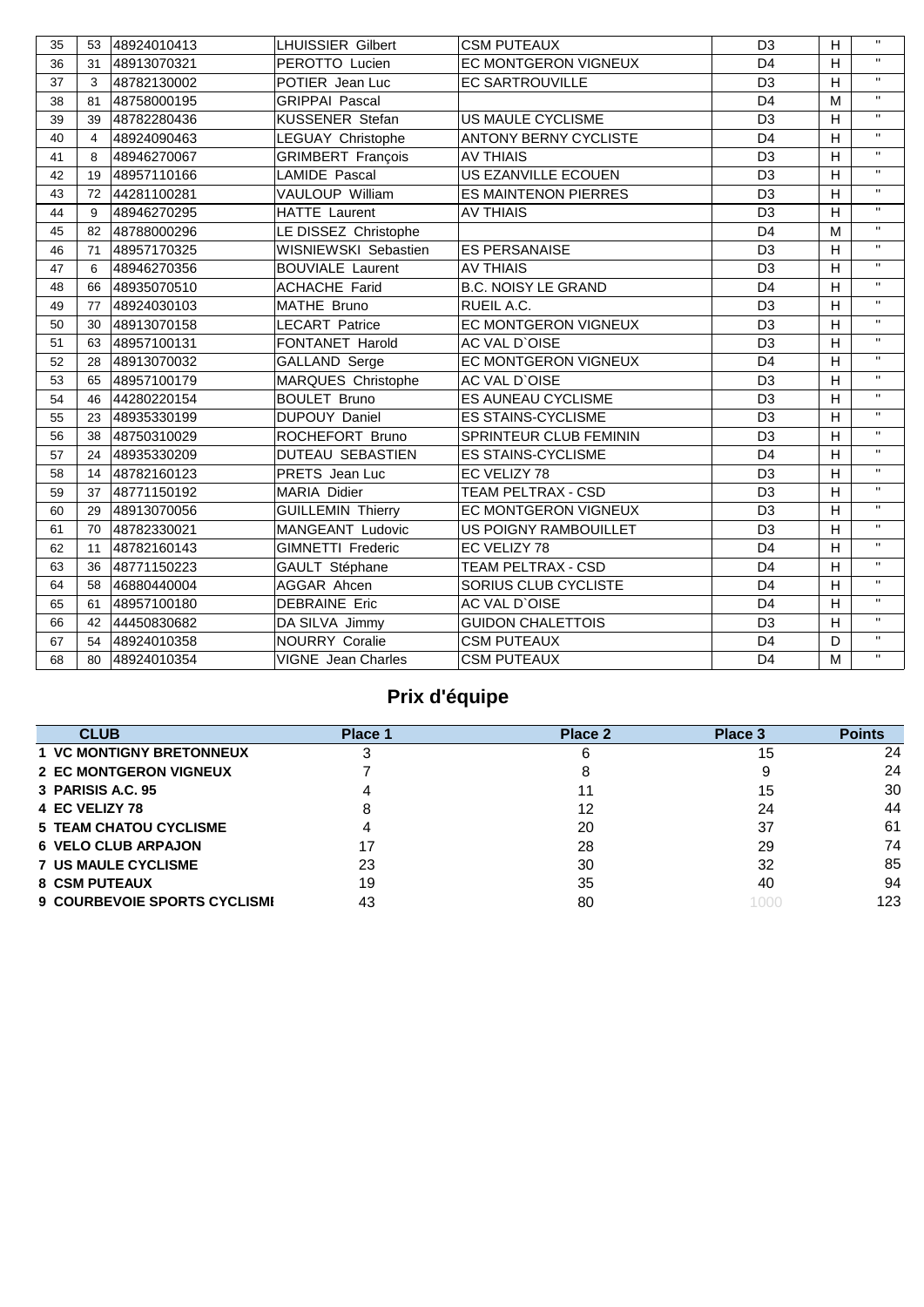| | | | | | | | |
|---|---|---|---|---|---|---|---|
| 35 | 53 | 48924010413 | LHUISSIER Gilbert | CSM PUTEAUX | D3 | H | " |
| 36 | 31 | 48913070321 | PEROTTO Lucien | EC MONTGERON VIGNEUX | D4 | H | " |
| 37 | 3 | 48782130002 | POTIER Jean Luc | EC SARTROUVILLE | D3 | H | " |
| 38 | 81 | 48758000195 | GRIPPAI Pascal | | D4 | M | " |
| 39 | 39 | 48782280436 | KUSSENER Stefan | US MAULE CYCLISME | D3 | H | " |
| 40 | 4 | 48924090463 | LEGUAY Christophe | ANTONY BERNY CYCLISTE | D4 | H | " |
| 41 | 8 | 48946270067 | GRIMBERT François | AV THIAIS | D3 | H | " |
| 42 | 19 | 48957110166 | LAMIDE Pascal | US EZANVILLE ECOUEN | D3 | H | " |
| 43 | 72 | 44281100281 | VAULOUP William | ES MAINTENON PIERRES | D3 | H | " |
| 44 | 9 | 48946270295 | HATTE Laurent | AV THIAIS | D3 | H | " |
| 45 | 82 | 48788000296 | LE DISSEZ Christophe | | D4 | M | " |
| 46 | 71 | 48957170325 | WISNIEWSKI Sebastien | ES PERSANAISE | D3 | H | " |
| 47 | 6 | 48946270356 | BOUVIALE Laurent | AV THIAIS | D3 | H | " |
| 48 | 66 | 48935070510 | ACHACHE Farid | B.C. NOISY LE GRAND | D4 | H | " |
| 49 | 77 | 48924030103 | MATHE Bruno | RUEIL A.C. | D3 | H | " |
| 50 | 30 | 48913070158 | LECART Patrice | EC MONTGERON VIGNEUX | D3 | H | " |
| 51 | 63 | 48957100131 | FONTANET Harold | AC VAL D`OISE | D3 | H | " |
| 52 | 28 | 48913070032 | GALLAND Serge | EC MONTGERON VIGNEUX | D4 | H | " |
| 53 | 65 | 48957100179 | MARQUES Christophe | AC VAL D`OISE | D3 | H | " |
| 54 | 46 | 44280220154 | BOULET Bruno | ES AUNEAU CYCLISME | D3 | H | " |
| 55 | 23 | 48935330199 | DUPOUY Daniel | ES STAINS-CYCLISME | D3 | H | " |
| 56 | 38 | 48750310029 | ROCHEFORT Bruno | SPRINTEUR CLUB FEMININ | D3 | H | " |
| 57 | 24 | 48935330209 | DUTEAU SEBASTIEN | ES STAINS-CYCLISME | D4 | H | " |
| 58 | 14 | 48782160123 | PRETS Jean Luc | EC VELIZY 78 | D3 | H | " |
| 59 | 37 | 48771150192 | MARIA Didier | TEAM PELTRAX - CSD | D3 | H | " |
| 60 | 29 | 48913070056 | GUILLEMIN Thierry | EC MONTGERON VIGNEUX | D3 | H | " |
| 61 | 70 | 48782330021 | MANGEANT Ludovic | US POIGNY RAMBOUILLET | D3 | H | " |
| 62 | 11 | 48782160143 | GIMNETTI Frederic | EC VELIZY 78 | D4 | H | " |
| 63 | 36 | 48771150223 | GAULT Stéphane | TEAM PELTRAX - CSD | D4 | H | " |
| 64 | 58 | 46880440004 | AGGAR Ahcen | SORIUS CLUB CYCLISTE | D4 | H | " |
| 65 | 61 | 48957100180 | DEBRAINE Eric | AC VAL D`OISE | D4 | H | " |
| 66 | 42 | 44450830682 | DA SILVA Jimmy | GUIDON CHALETTOIS | D3 | H | " |
| 67 | 54 | 48924010358 | NOURRY Coralie | CSM PUTEAUX | D4 | D | " |
| 68 | 80 | 48924010354 | VIGNE Jean Charles | CSM PUTEAUX | D4 | M | " |

## Prix d'équipe

| CLUB | Place 1 | Place 2 | Place 3 | Points |
|---|---|---|---|---|
| **1 VC MONTIGNY BRETONNEUX** | 3 | 6 | 15 | 24 |
| **2 EC MONTGERON VIGNEUX** | 7 | 8 | 9 | 24 |
| **3 PARISIS A.C. 95** | 4 | 11 | 15 | 30 |
| **4 EC VELIZY 78** | 8 | 12 | 24 | 44 |
| **5 TEAM CHATOU CYCLISME** | 4 | 20 | 37 | 61 |
| **6 VELO CLUB ARPAJON** | 17 | 28 | 29 | 74 |
| **7 US MAULE CYCLISME** | 23 | 30 | 32 | 85 |
| **8 CSM PUTEAUX** | 19 | 35 | 40 | 94 |
| **9 COURBEVOIE SPORTS CYCLISMI** | 43 | 80 | 1000 | 123 |